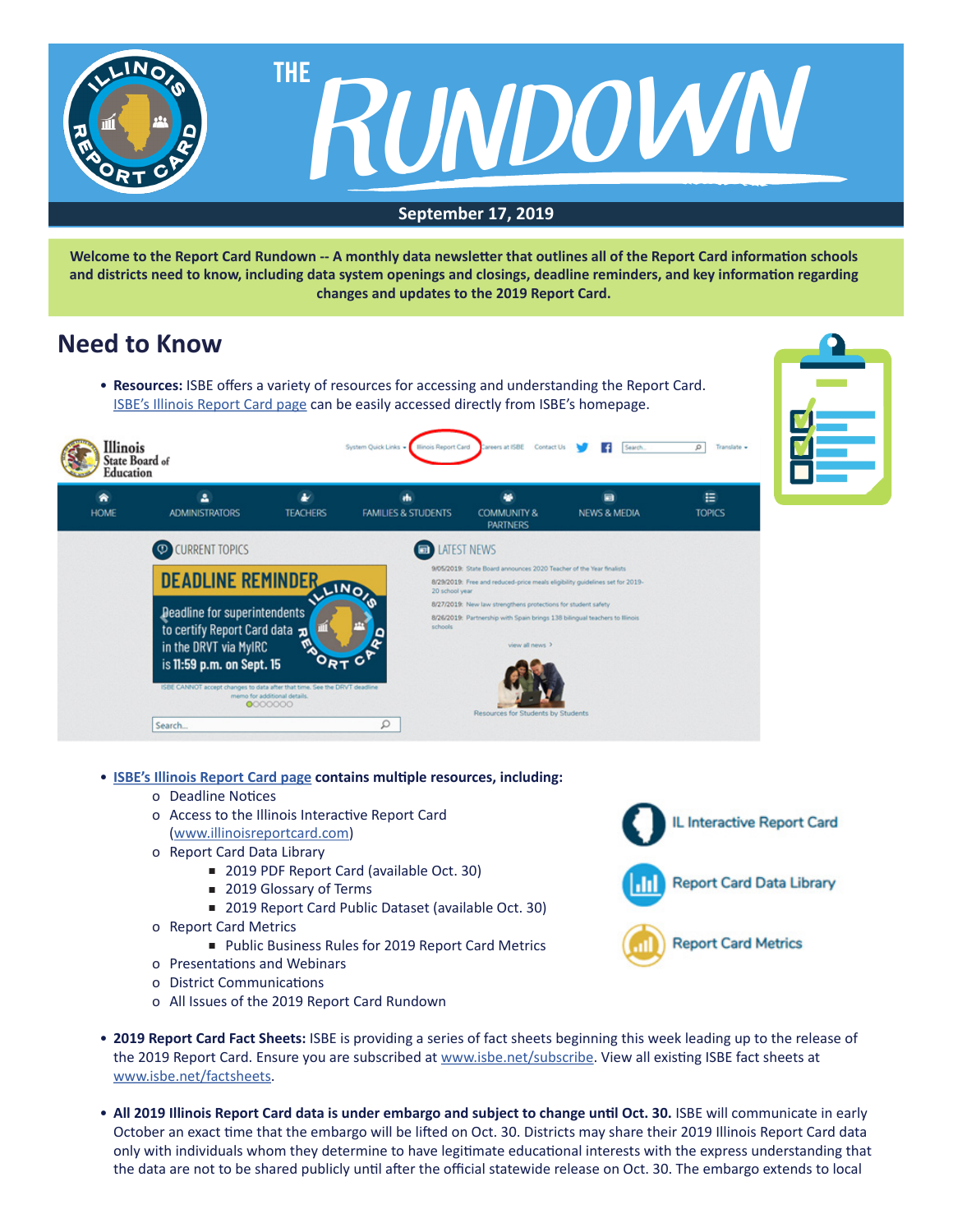# THE RUNDOWN

**September 17, 2019**

**Welcome to the Report Card Rundown -- A monthly data newsletter that outlines all of the Report Card information schools and districts need to know, including data system openings and closings, deadline reminders, and key information regarding changes and updates to the 2019 Report Card.**

## Need to Know

- **Resources:** ISBE offers a variety of resources for accessing and understanding the Report Card. ISBE's Illinois Report Card page can be easily accessed directly from ISBE's homepage.

- **ISBE's Illinois Report Card page contains multiple resources, including:**
  - Deadline Notices
  - Access to the Illinois Interactive Report Card (www.illinoisreportcard.com)
  - Report Card Data Library
    - 2019 PDF Report Card (available Oct. 30)
    - 2019 Glossary of Terms
    - 2019 Report Card Public Dataset (available Oct. 30)
  - Report Card Metrics
    - Public Business Rules for 2019 Report Card Metrics
  - Presentations and Webinars
  - District Communications
  - All Issues of the 2019 Report Card Rundown

- **2019 Report Card Fact Sheets:** ISBE is providing a series of fact sheets beginning this week leading up to the release of the 2019 Report Card. Ensure you are subscribed at www.isbe.net/subscribe. View all existing ISBE fact sheets at www.isbe.net/factsheets.

- **All 2019 Illinois Report Card data is under embargo and subject to change until Oct. 30.** ISBE will communicate in early October an exact time that the embargo will be lifted on Oct. 30. Districts may share their 2019 Illinois Report Card data only with individuals whom they determine to have legitimate educational interests with the express understanding that the data are not to be shared publicly until after the official statewide release on Oct. 30. The embargo extends to local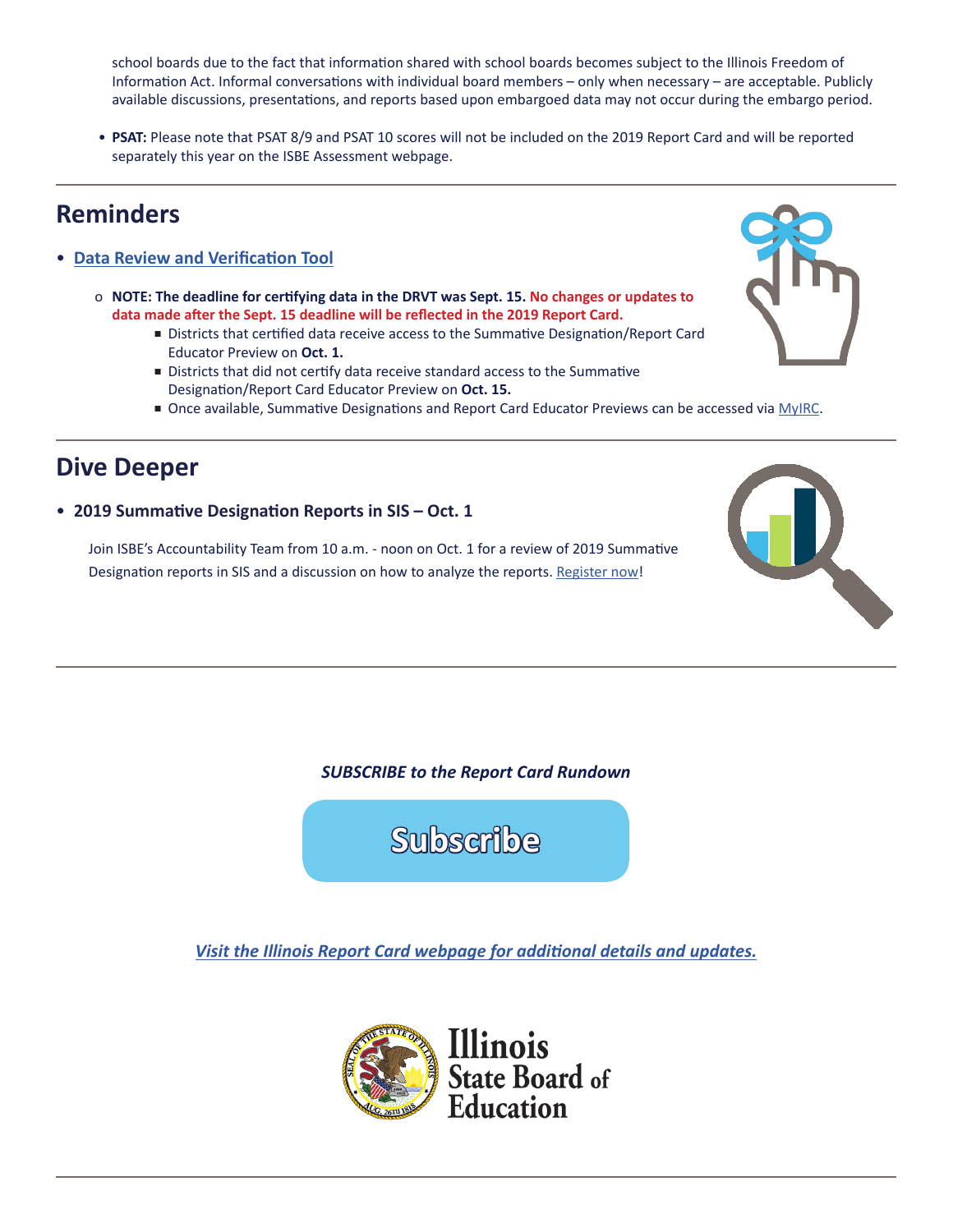school boards due to the fact that information shared with school boards becomes subject to the Illinois Freedom of Information Act. Informal conversations with individual board members – only when necessary – are acceptable. Publicly available discussions, presentations, and reports based upon embargoed data may not occur during the embargo period.

- **PSAT:** Please note that PSAT 8/9 and PSAT 10 scores will not be included on the 2019 Report Card and will be reported separately this year on the ISBE Assessment webpage.

---

## Reminders

- **Data Review and Verification Tool**
  - **NOTE: The deadline for certifying data in the DRVT was Sept. 15. No changes or updates to data made after the Sept. 15 deadline will be reflected in the 2019 Report Card.**
    - Districts that certified data receive access to the Summative Designation/Report Card Educator Preview on **Oct. 1.**
    - Districts that did not certify data receive standard access to the Summative Designation/Report Card Educator Preview on **Oct. 15.**
    - Once available, Summative Designations and Report Card Educator Previews can be accessed via MyIRC.

---

## Dive Deeper

- **2019 Summative Designation Reports in SIS – Oct. 1**

  Join ISBE's Accountability Team from 10 a.m. - noon on Oct. 1 for a review of 2019 Summative Designation reports in SIS and a discussion on how to analyze the reports. Register now!

---

***SUBSCRIBE to the Report Card Rundown***

Subscribe

*Visit the Illinois Report Card webpage for additional details and updates.*

Illinois State Board of Education